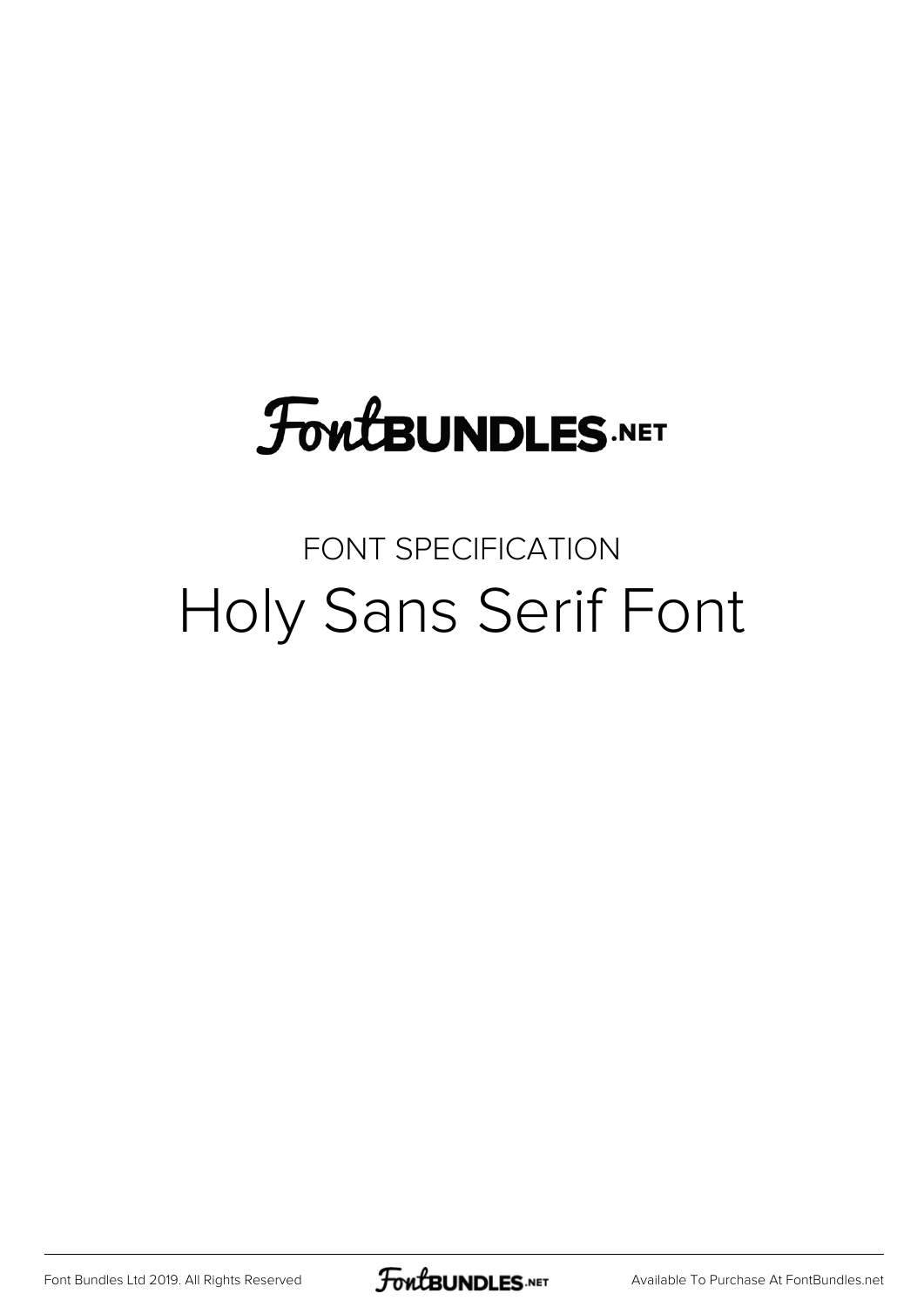FontBUNDLES.NET

FONT SPECIFICATION

# Holy Sans Serif Font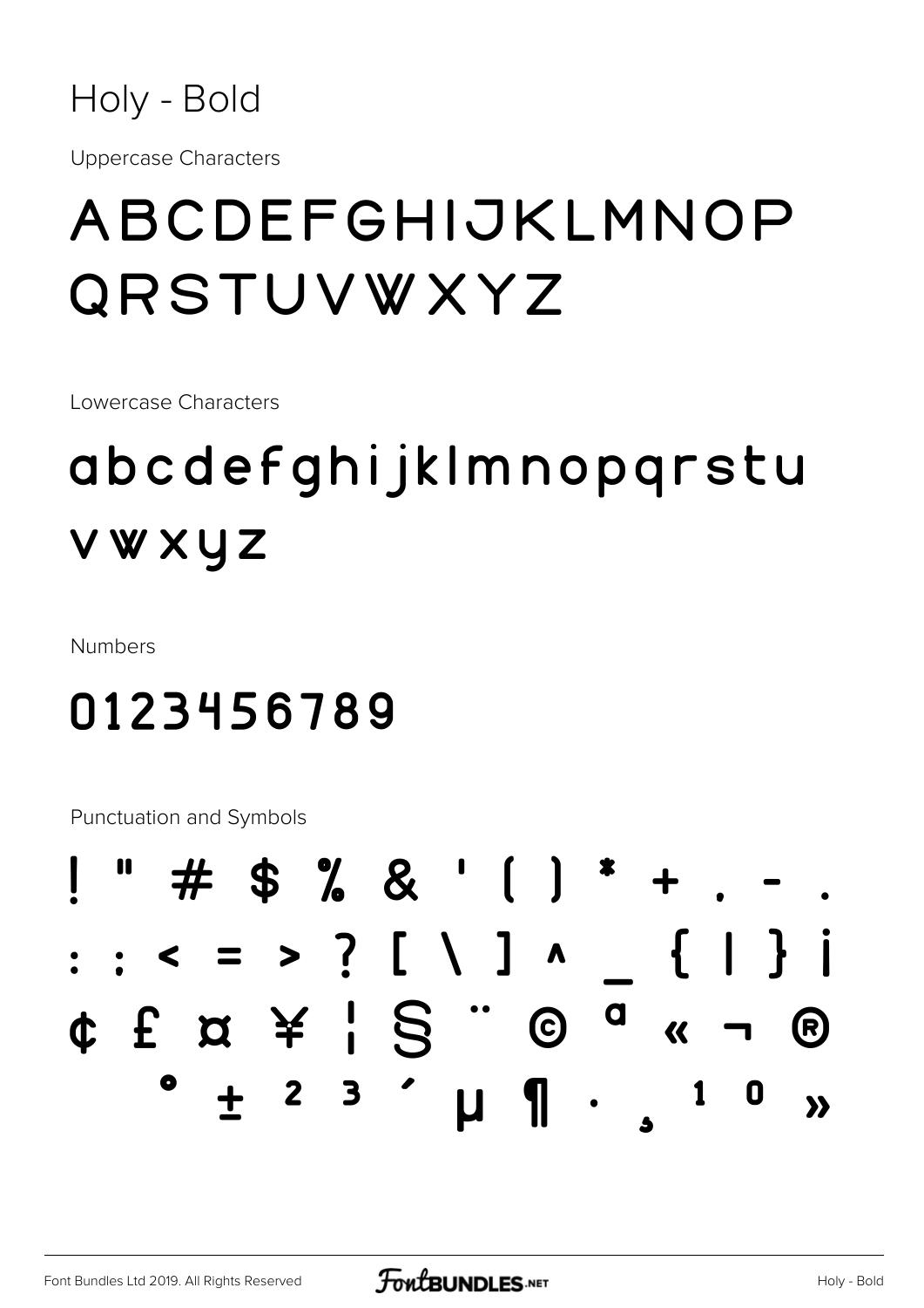# Holy - Bold

Uppercase Characters

ABCDEFGHIJKLMNOP
QRSTUVWXYZ

Lowercase Characters

abcdefghijklmnopqrstu
vwxyz

Numbers

0123456789

Punctuation and Symbols

! " # $ % & ' ( ) * + , - .
: ; < = > ? [ \ ] ^ _ { | } ¡
¢ £ ¤ ¥ ¦ § ¨ © ª « ¬ ®
° ± ² ³ ´ µ ¶ · ¸ ¹ º »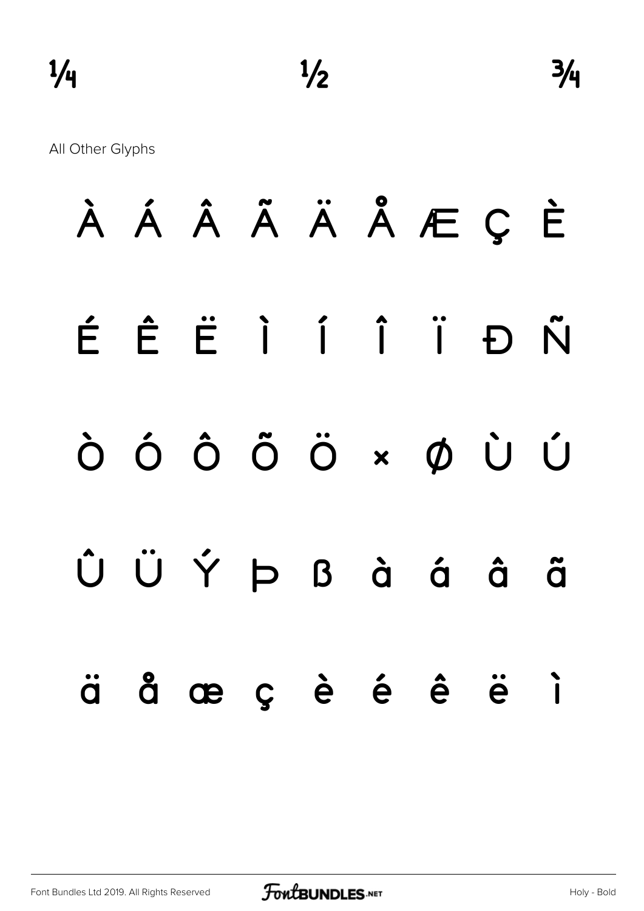¼ ½ ¾

All Other Glyphs

À Á Â Ã Ä Å Æ Ç È

É Ê Ë Ì Í Î Ï Ð Ñ

Ò Ó Ô Õ Ö × Ø Ù Ú

Û Ü Ý Þ ß à á â ã

ä å æ ç è é ê ë ì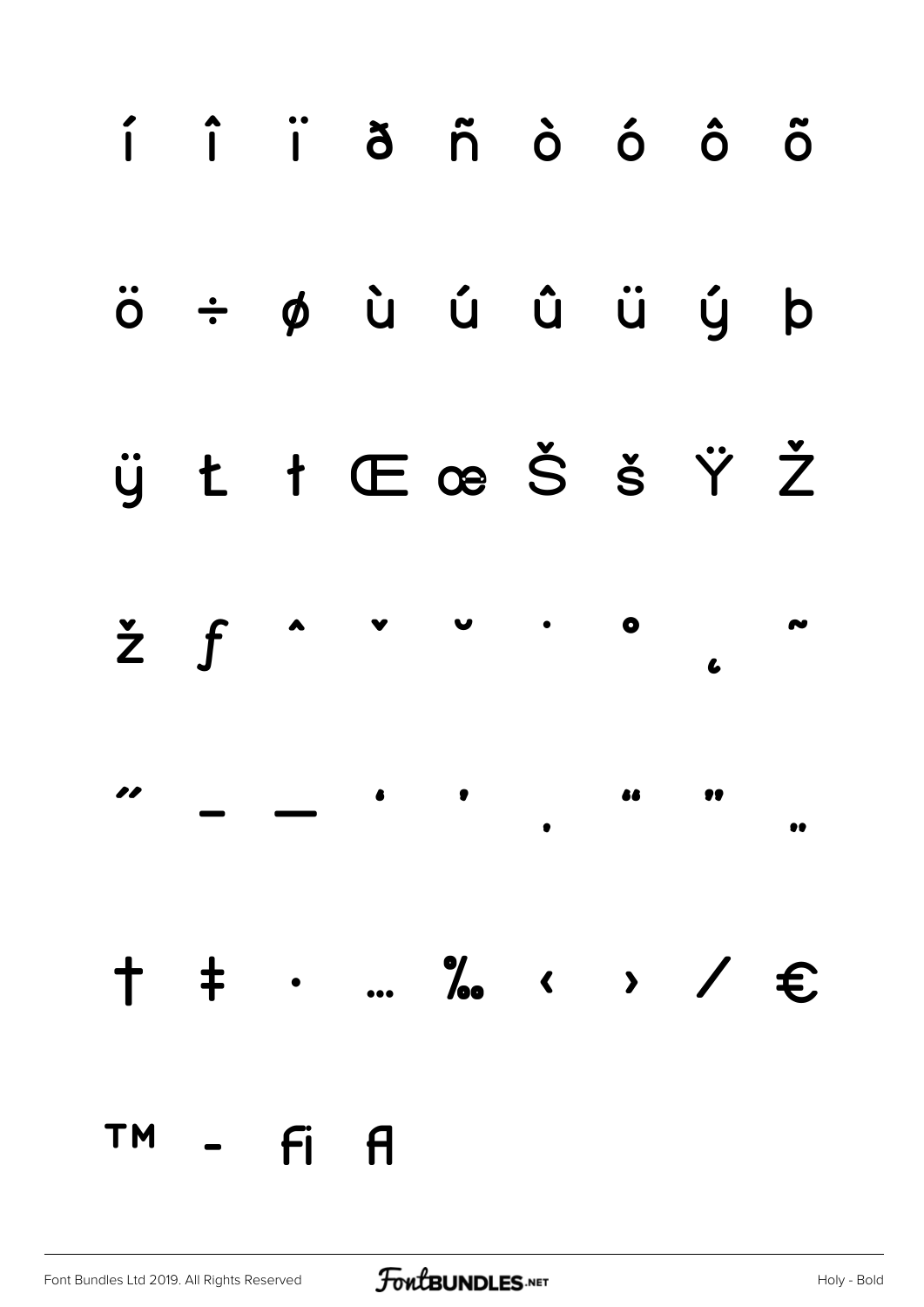í î ï ð ñ ò ó ô õ

ö ÷ ø ù ú û ü ý þ

ÿ Ł ł Œ œ Š š Ÿ Ž

ž ƒ ˆ ˇ ˘ ˙ ˚ ˛ ˜

˝ – — ‘ ’ ‚ “ ” „

† ‡ • … ‰ ‹ › ⁄ €

™ - ﬁ ﬂ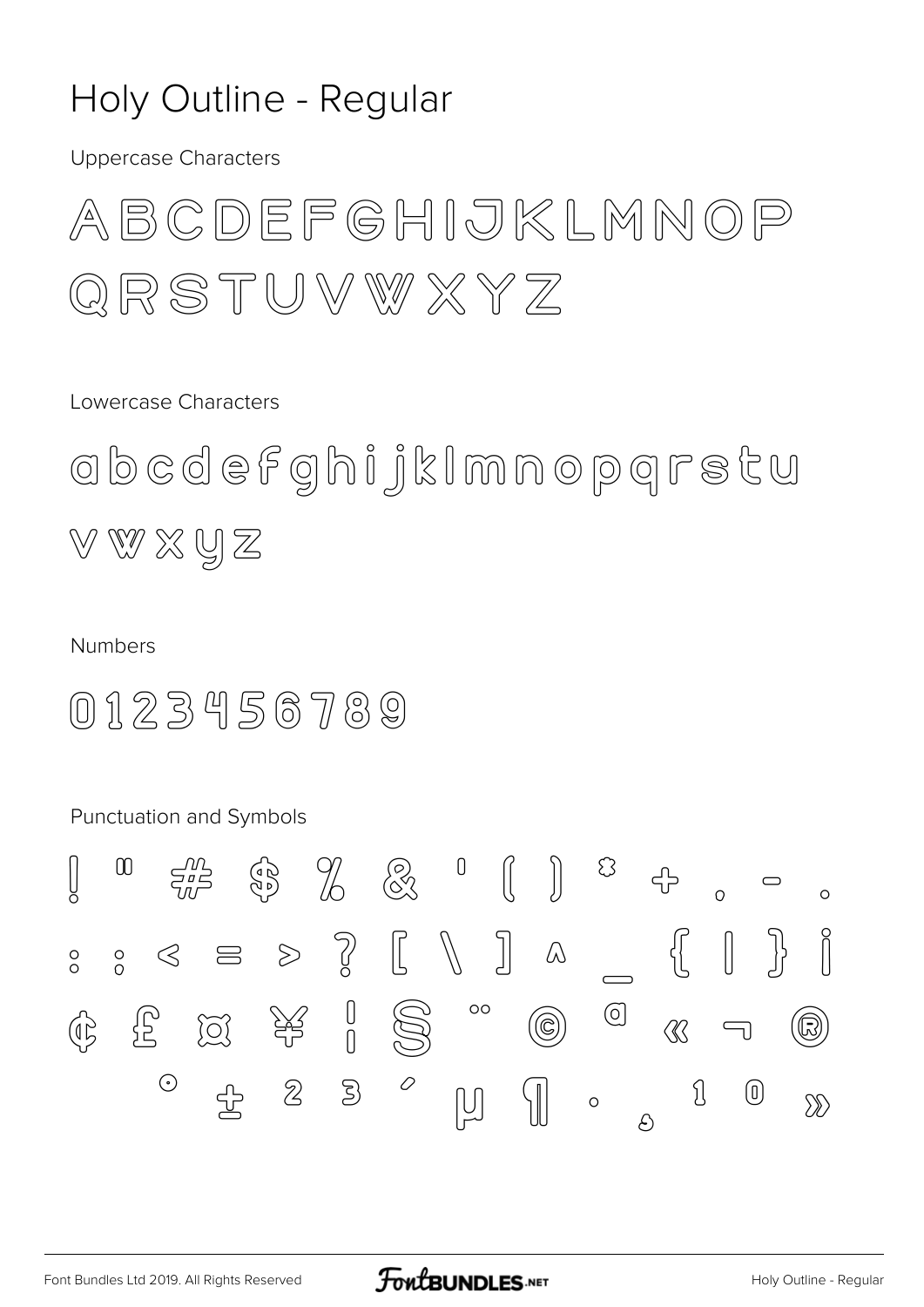# Holy Outline - Regular

Uppercase Characters

ABCDEFGHIJKLMNOP
QRSTUVWXYZ

Lowercase Characters

abcdefghijklmnopqrstu
vwxyz

Numbers

0123456789

Punctuation and Symbols

! " # $ % & ' ( ) * + , - .
: ; < = > ? [ \ ] ^ _ { | } ¡
¢ £ ¤ ¥ ¦ § ¨ © ª « ¬ ®
° ± ² ³ ´ µ ¶ · ¸ ¹ º »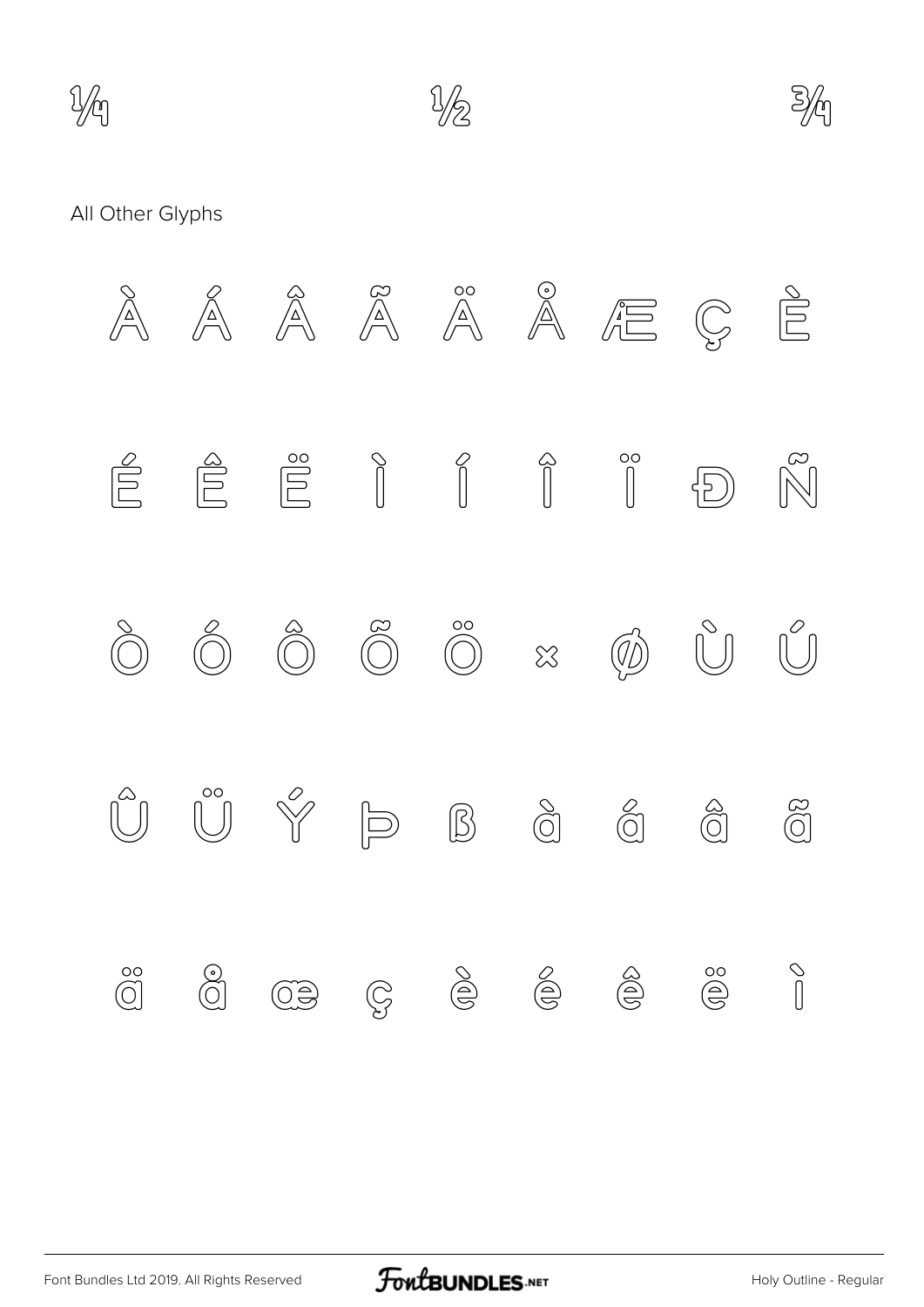¼ ½ ¾

All Other Glyphs

À Á Â Ã Ä Å Æ Ç È

É Ê Ë Ì Í Î Ï Ð Ñ

Ò Ó Ô Õ Ö × Ø Ù Ú

Û Ü Ý Þ ß à á â ã

ä å æ ç è é ê ë ì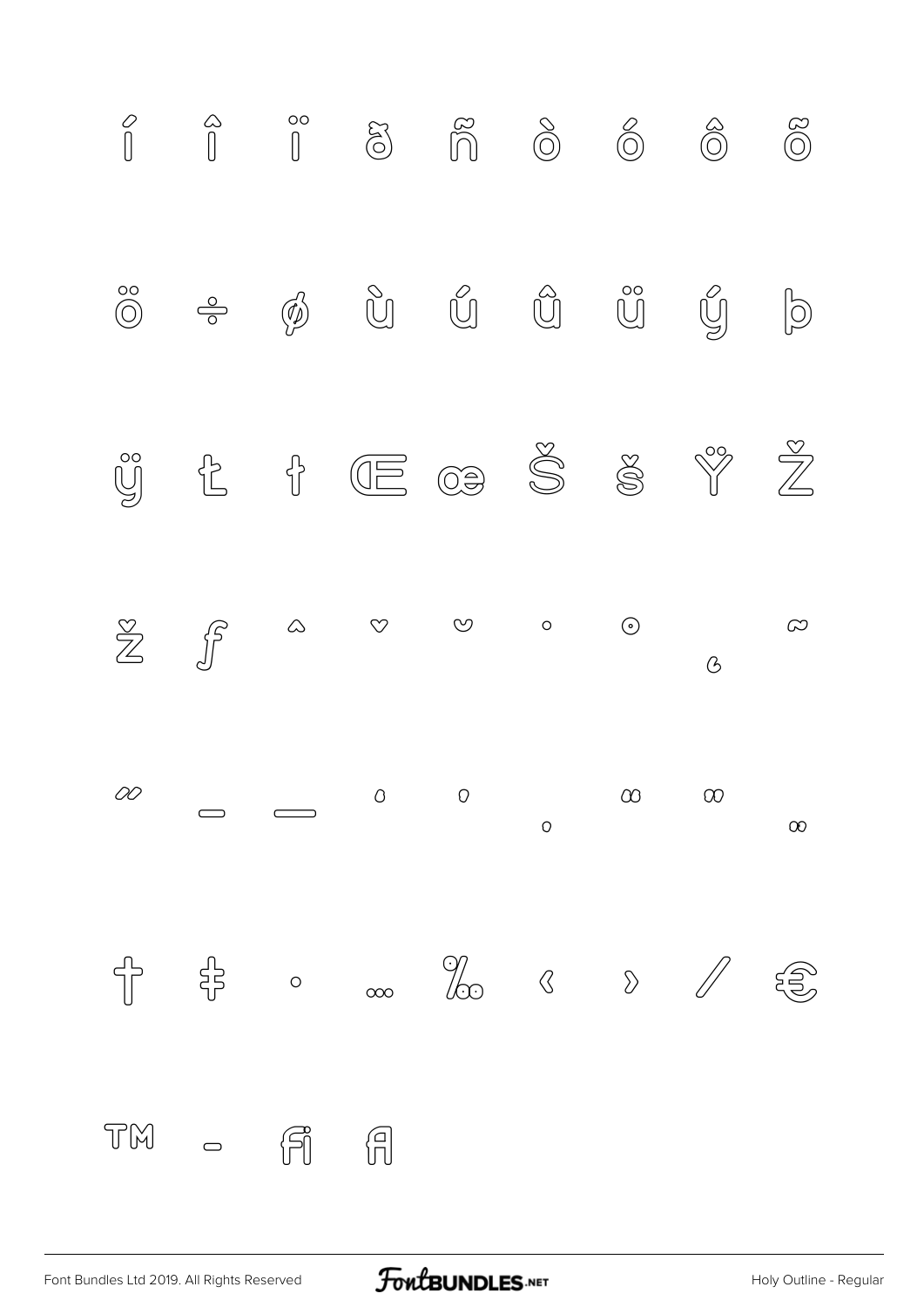í î ï ð ñ ò ó ô õ

ö ÷ ø ù ú û ü ý þ

ÿ Ł ł Œ œ Š š Ÿ Ž

ž ƒ ˆ ˇ ˘ ˙ ˚ ˛ ˜

˝ – — ‘ ’ ‚ “ ” „

† ‡ • … ‰ ‹ › ⁄ €

™ − ﬁ ﬂ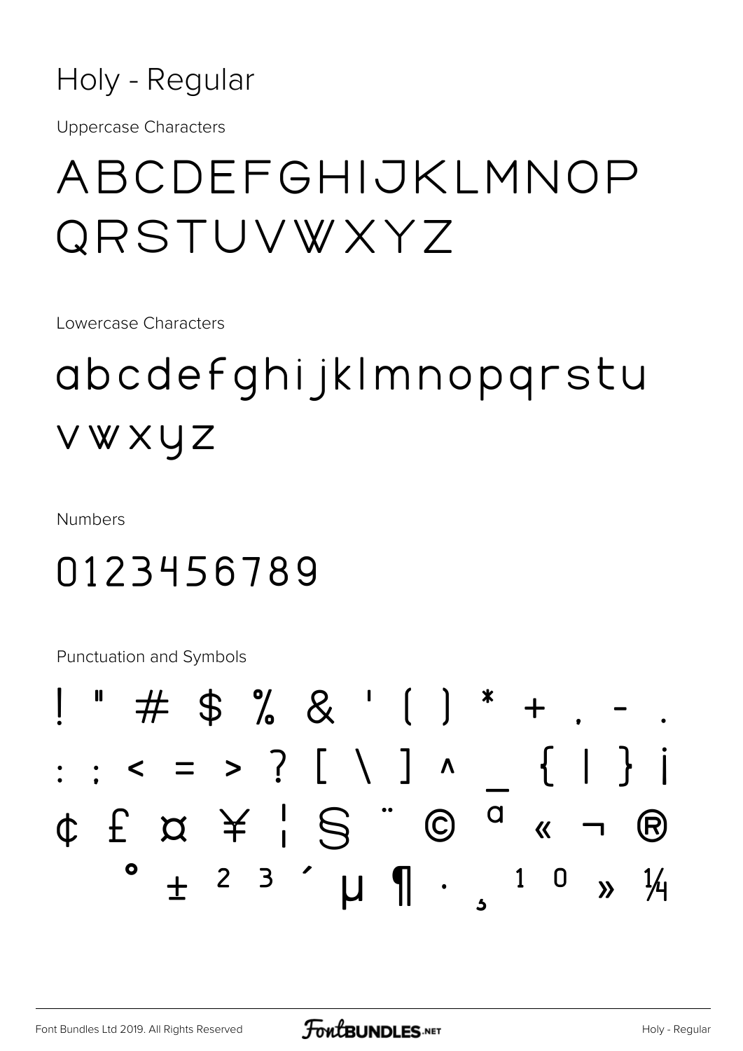# Holy - Regular

Uppercase Characters

ABCDEFGHIJKLMNOP QRSTUVWXYZ

Lowercase Characters

abcdefghijklmnopqrstu vwxyz

Numbers

0123456789

Punctuation and Symbols

! " # $ % & ' ( ) * + , - .
: ; < = > ? [ \ ] ^ _ { | } ¡
¢ £ ¤ ¥ ¦ § ¨ © ª « ¬ ®
° ± ² ³ ´ µ ¶ · ¸ ¹ º » ¼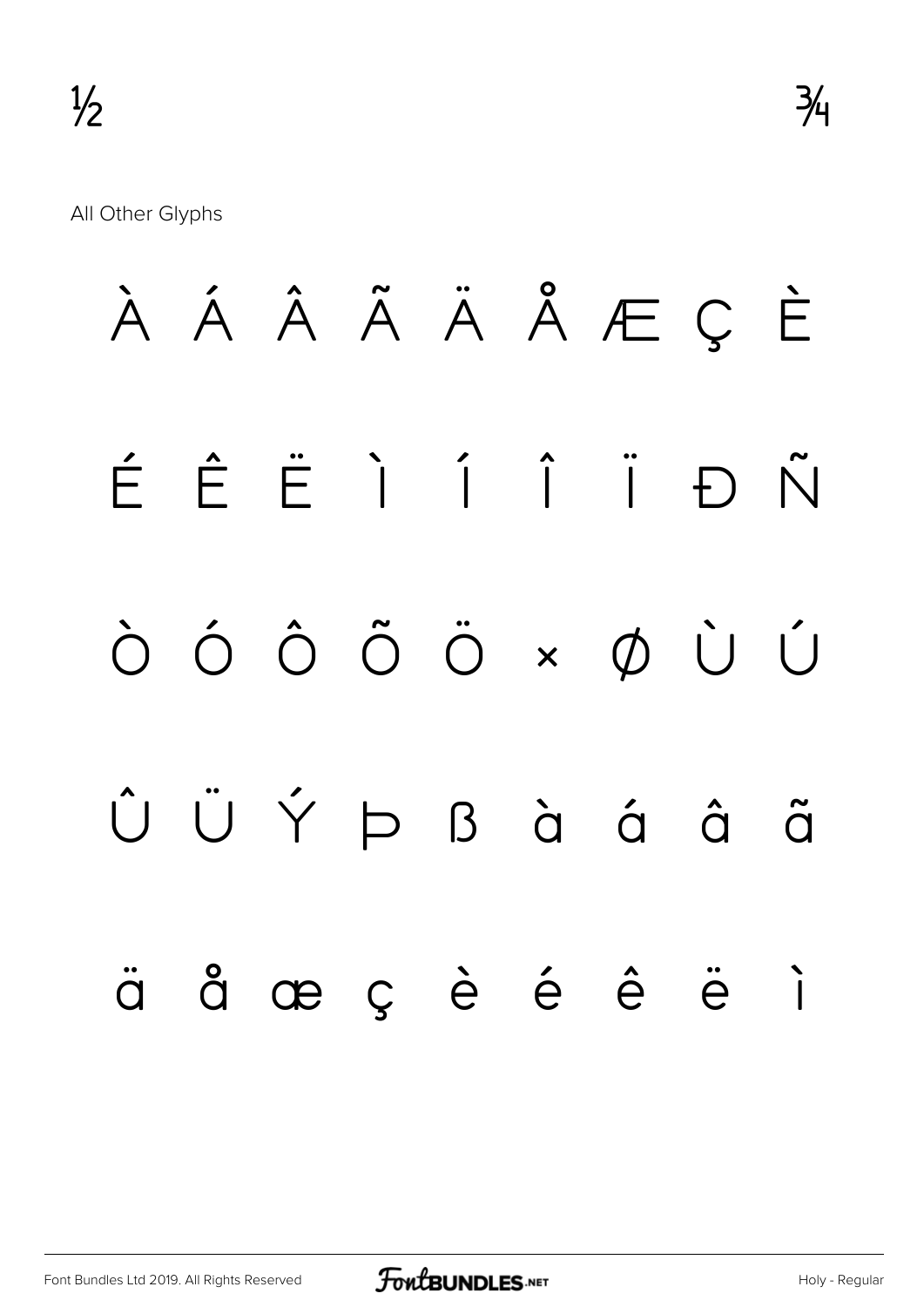½ ¾

All Other Glyphs

À Á Â Ã Ä Å Æ Ç È

É Ê Ë Ì Í Î Ï Ð Ñ

Ò Ó Ô Õ Ö × Ø Ù Ú

Û Ü Ý Þ ß à á â ã

ä å æ ç è é ê ë ì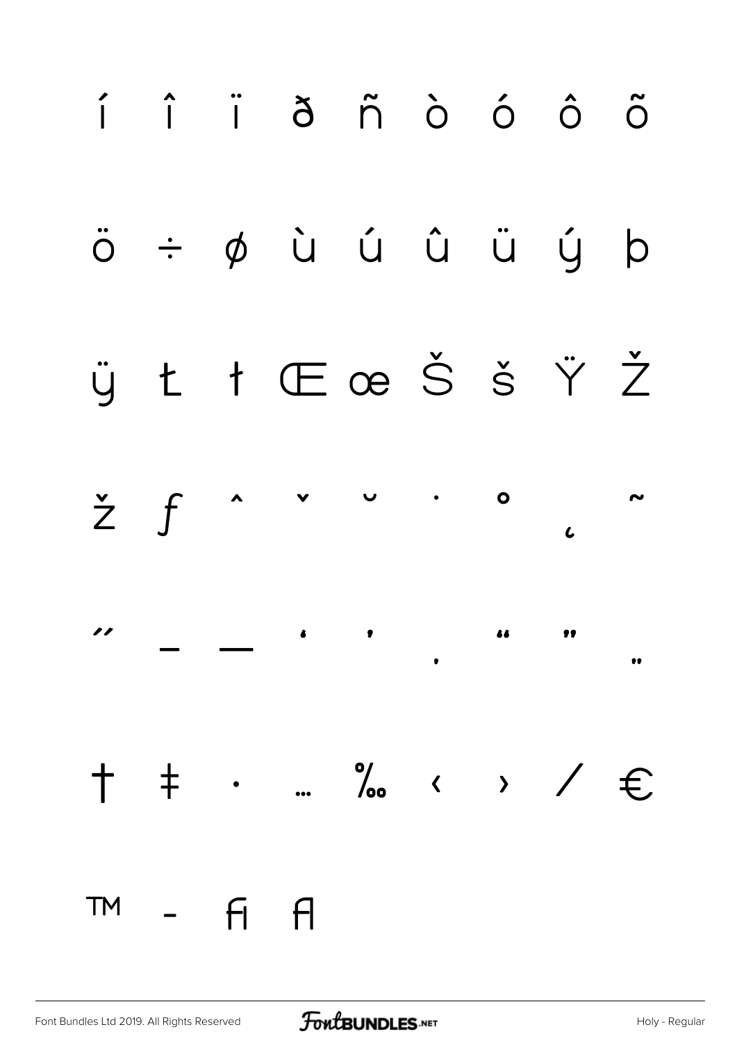í î ï ð ñ ò ó ô õ

ö ÷ ø ù ú û ü ý þ

ÿ Ł ł Œ œ Š š Ÿ Ž

ž ƒ ˆ ˇ ˘ ˙ ˚ ˛ ˜

˝ – — ‘ ’ ‚ “ ” „

† ‡ • … ‰ ‹ › ⁄ €

™ - ﬁ ﬂ